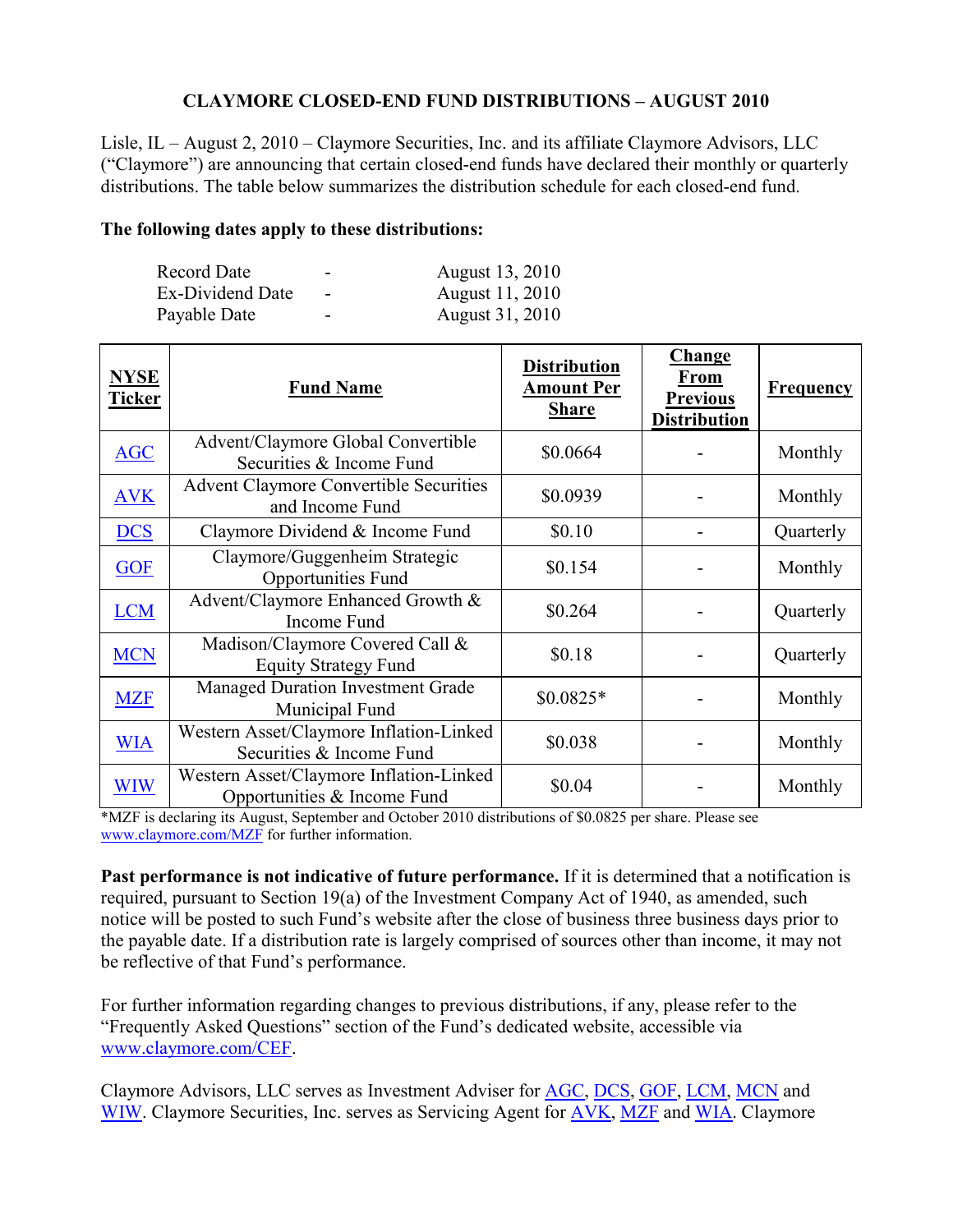# CLAYMORE CLOSED-END FUND DISTRIBUTIONS – AUGUST 2010

Lisle, IL – August 2, 2010 – Claymore Securities, Inc. and its affiliate Claymore Advisors, LLC ("Claymore") are announcing that certain closed-end funds have declared their monthly or quarterly distributions. The table below summarizes the distribution schedule for each closed-end fund.

**The following dates apply to these distributions:**

| | | |
|---|---|---|
| Record Date | - | August 13, 2010 |
| Ex-Dividend Date | - | August 11, 2010 |
| Payable Date | - | August 31, 2010 |

| NYSE Ticker | Fund Name | Distribution Amount Per Share | Change From Previous Distribution | Frequency |
|---|---|---|---|---|
| AGC | Advent/Claymore Global Convertible Securities & Income Fund | $0.0664 | - | Monthly |
| AVK | Advent Claymore Convertible Securities and Income Fund | $0.0939 | - | Monthly |
| DCS | Claymore Dividend & Income Fund | $0.10 | - | Quarterly |
| GOF | Claymore/Guggenheim Strategic Opportunities Fund | $0.154 | - | Monthly |
| LCM | Advent/Claymore Enhanced Growth & Income Fund | $0.264 | - | Quarterly |
| MCN | Madison/Claymore Covered Call & Equity Strategy Fund | $0.18 | - | Quarterly |
| MZF | Managed Duration Investment Grade Municipal Fund | $0.0825* | - | Monthly |
| WIA | Western Asset/Claymore Inflation-Linked Securities & Income Fund | $0.038 | - | Monthly |
| WIW | Western Asset/Claymore Inflation-Linked Opportunities & Income Fund | $0.04 | - | Monthly |

*MZF is declaring its August, September and October 2010 distributions of $0.0825 per share. Please see www.claymore.com/MZF for further information.

**Past performance is not indicative of future performance.** If it is determined that a notification is required, pursuant to Section 19(a) of the Investment Company Act of 1940, as amended, such notice will be posted to such Fund's website after the close of business three business days prior to the payable date. If a distribution rate is largely comprised of sources other than income, it may not be reflective of that Fund's performance.

For further information regarding changes to previous distributions, if any, please refer to the "Frequently Asked Questions" section of the Fund's dedicated website, accessible via www.claymore.com/CEF.

Claymore Advisors, LLC serves as Investment Adviser for AGC, DCS, GOF, LCM, MCN and WIW. Claymore Securities, Inc. serves as Servicing Agent for AVK, MZF and WIA. Claymore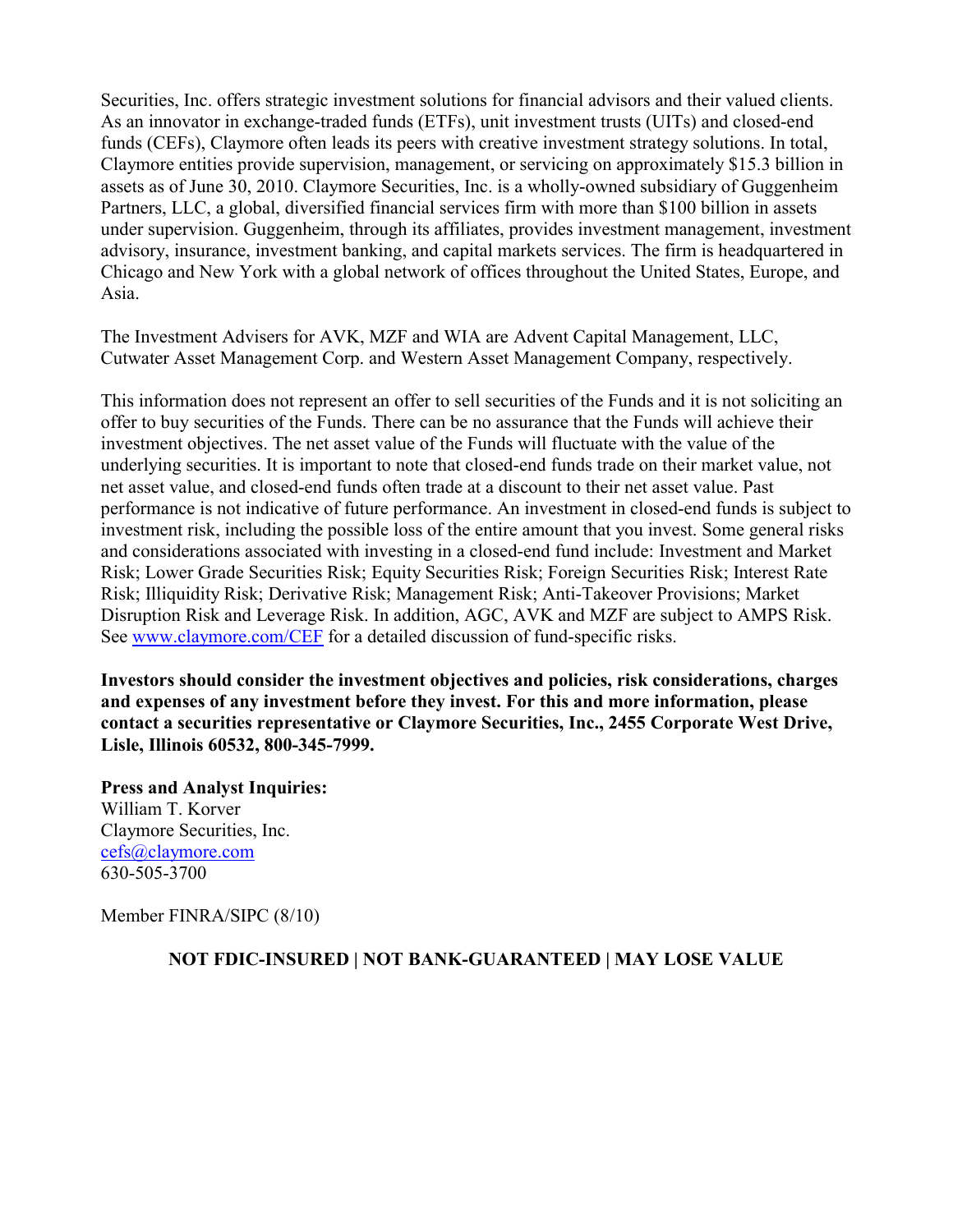Securities, Inc. offers strategic investment solutions for financial advisors and their valued clients. As an innovator in exchange-traded funds (ETFs), unit investment trusts (UITs) and closed-end funds (CEFs), Claymore often leads its peers with creative investment strategy solutions. In total, Claymore entities provide supervision, management, or servicing on approximately $15.3 billion in assets as of June 30, 2010. Claymore Securities, Inc. is a wholly-owned subsidiary of Guggenheim Partners, LLC, a global, diversified financial services firm with more than $100 billion in assets under supervision. Guggenheim, through its affiliates, provides investment management, investment advisory, insurance, investment banking, and capital markets services. The firm is headquartered in Chicago and New York with a global network of offices throughout the United States, Europe, and Asia.

The Investment Advisers for AVK, MZF and WIA are Advent Capital Management, LLC, Cutwater Asset Management Corp. and Western Asset Management Company, respectively.

This information does not represent an offer to sell securities of the Funds and it is not soliciting an offer to buy securities of the Funds. There can be no assurance that the Funds will achieve their investment objectives. The net asset value of the Funds will fluctuate with the value of the underlying securities. It is important to note that closed-end funds trade on their market value, not net asset value, and closed-end funds often trade at a discount to their net asset value. Past performance is not indicative of future performance. An investment in closed-end funds is subject to investment risk, including the possible loss of the entire amount that you invest. Some general risks and considerations associated with investing in a closed-end fund include: Investment and Market Risk; Lower Grade Securities Risk; Equity Securities Risk; Foreign Securities Risk; Interest Rate Risk; Illiquidity Risk; Derivative Risk; Management Risk; Anti-Takeover Provisions; Market Disruption Risk and Leverage Risk. In addition, AGC, AVK and MZF are subject to AMPS Risk. See www.claymore.com/CEF for a detailed discussion of fund-specific risks.

**Investors should consider the investment objectives and policies, risk considerations, charges and expenses of any investment before they invest. For this and more information, please contact a securities representative or Claymore Securities, Inc., 2455 Corporate West Drive, Lisle, Illinois 60532, 800-345-7999.**

**Press and Analyst Inquiries:**
William T. Korver
Claymore Securities, Inc.
cefs@claymore.com
630-505-3700

Member FINRA/SIPC (8/10)

**NOT FDIC-INSURED | NOT BANK-GUARANTEED | MAY LOSE VALUE**